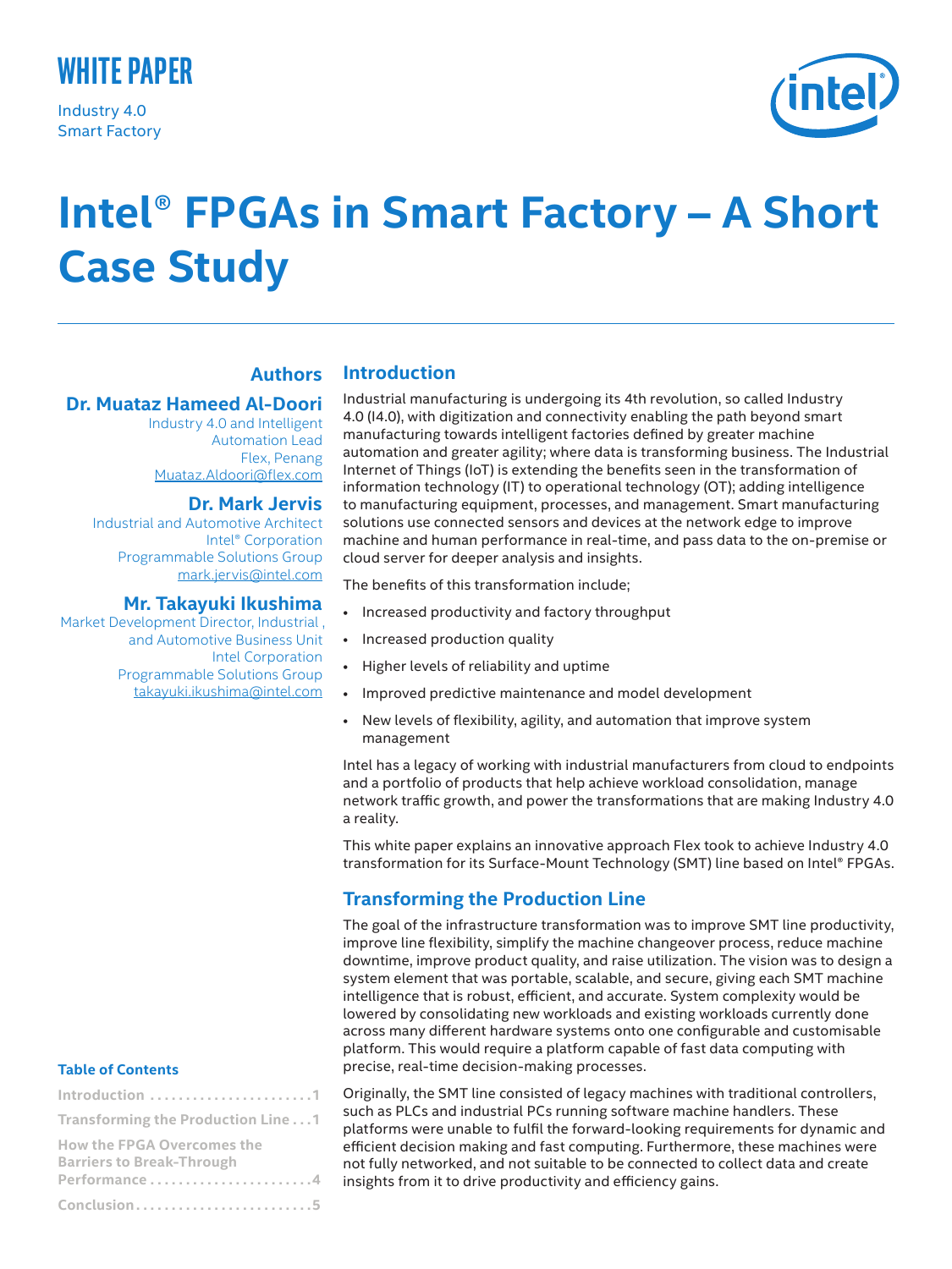WHITE PAPER

Industry 4.0
Smart Factory

# Intel® FPGAs in Smart Factory – A Short Case Study

**Authors**

**Dr. Muataz Hameed Al-Doori**
Industry 4.0 and Intelligent Automation Lead
Flex, Penang
Muataz.Aldoori@flex.com

**Dr. Mark Jervis**
Industrial and Automotive Architect
Intel® Corporation
Programmable Solutions Group
mark.jervis@intel.com

**Mr. Takayuki Ikushima**
Market Development Director, Industrial , and Automotive Business Unit
Intel Corporation
Programmable Solutions Group
takayuki.ikushima@intel.com

**Table of Contents**

Introduction . . . . . . . . . . . . . . . . . . . . . . . 1
Transforming the Production Line . . . 1
How the FPGA Overcomes the Barriers to Break-Through Performance . . . . . . . . . . . . . . . . . . . . . . . 4
Conclusion . . . . . . . . . . . . . . . . . . . . . . . . . 5

## Introduction

Industrial manufacturing is undergoing its 4th revolution, so called Industry 4.0 (I4.0), with digitization and connectivity enabling the path beyond smart manufacturing towards intelligent factories defined by greater machine automation and greater agility; where data is transforming business. The Industrial Internet of Things (IoT) is extending the benefits seen in the transformation of information technology (IT) to operational technology (OT); adding intelligence to manufacturing equipment, processes, and management. Smart manufacturing solutions use connected sensors and devices at the network edge to improve machine and human performance in real-time, and pass data to the on-premise or cloud server for deeper analysis and insights.

The benefits of this transformation include;

- Increased productivity and factory throughput
- Increased production quality
- Higher levels of reliability and uptime
- Improved predictive maintenance and model development
- New levels of flexibility, agility, and automation that improve system management

Intel has a legacy of working with industrial manufacturers from cloud to endpoints and a portfolio of products that help achieve workload consolidation, manage network traffic growth, and power the transformations that are making Industry 4.0 a reality.

This white paper explains an innovative approach Flex took to achieve Industry 4.0 transformation for its Surface-Mount Technology (SMT) line based on Intel® FPGAs.

## Transforming the Production Line

The goal of the infrastructure transformation was to improve SMT line productivity, improve line flexibility, simplify the machine changeover process, reduce machine downtime, improve product quality, and raise utilization. The vision was to design a system element that was portable, scalable, and secure, giving each SMT machine intelligence that is robust, efficient, and accurate. System complexity would be lowered by consolidating new workloads and existing workloads currently done across many different hardware systems onto one configurable and customisable platform. This would require a platform capable of fast data computing with precise, real-time decision-making processes.

Originally, the SMT line consisted of legacy machines with traditional controllers, such as PLCs and industrial PCs running software machine handlers. These platforms were unable to fulfil the forward-looking requirements for dynamic and efficient decision making and fast computing. Furthermore, these machines were not fully networked, and not suitable to be connected to collect data and create insights from it to drive productivity and efficiency gains.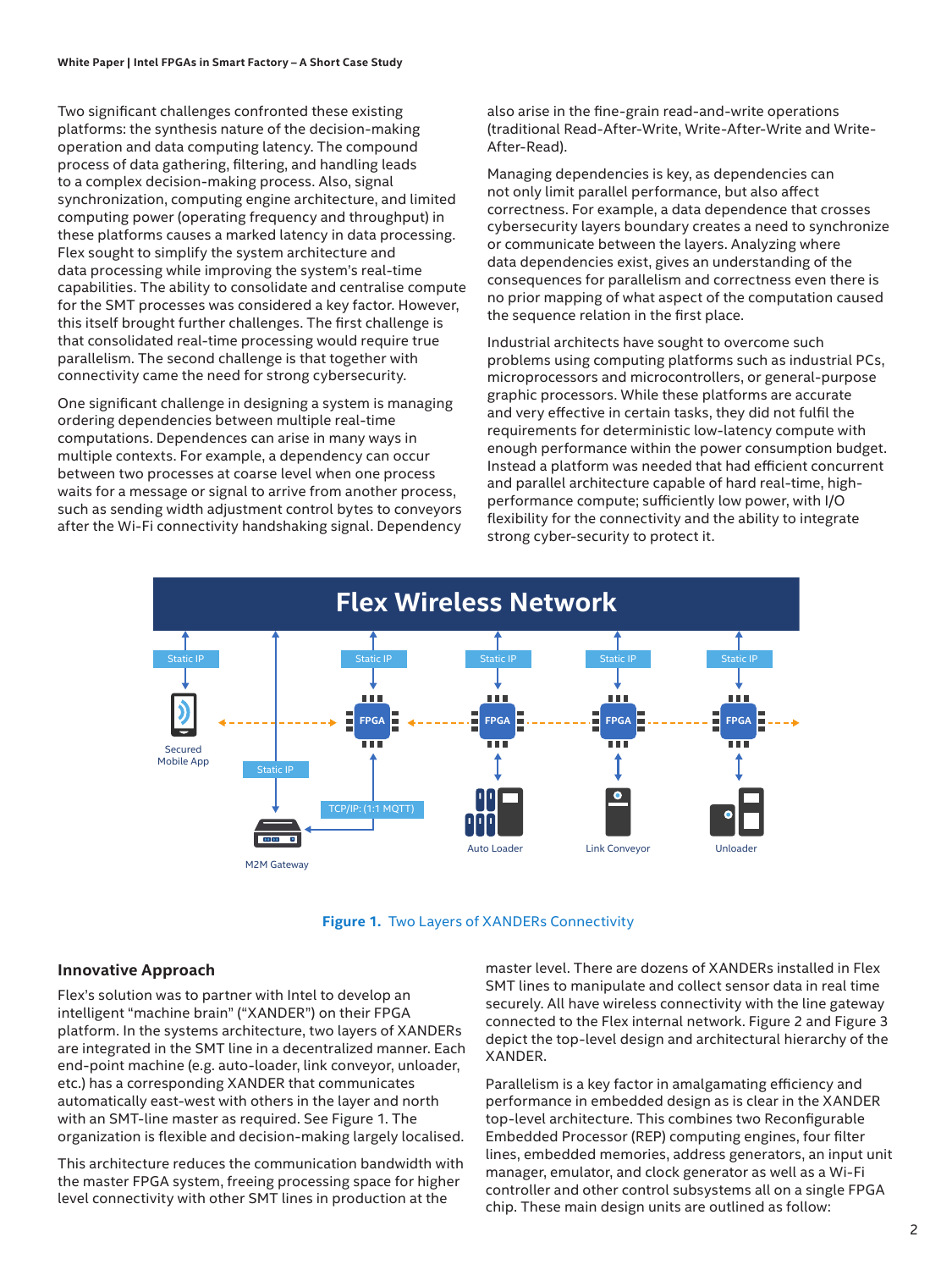Two significant challenges confronted these existing platforms: the synthesis nature of the decision-making operation and data computing latency. The compound process of data gathering, filtering, and handling leads to a complex decision-making process. Also, signal synchronization, computing engine architecture, and limited computing power (operating frequency and throughput) in these platforms causes a marked latency in data processing. Flex sought to simplify the system architecture and data processing while improving the system's real-time capabilities. The ability to consolidate and centralise compute for the SMT processes was considered a key factor. However, this itself brought further challenges. The first challenge is that consolidated real-time processing would require true parallelism. The second challenge is that together with connectivity came the need for strong cybersecurity.

One significant challenge in designing a system is managing ordering dependencies between multiple real-time computations. Dependences can arise in many ways in multiple contexts. For example, a dependency can occur between two processes at coarse level when one process waits for a message or signal to arrive from another process, such as sending width adjustment control bytes to conveyors after the Wi-Fi connectivity handshaking signal. Dependency also arise in the fine-grain read-and-write operations (traditional Read-After-Write, Write-After-Write and Write-After-Read).

Managing dependencies is key, as dependencies can not only limit parallel performance, but also affect correctness. For example, a data dependence that crosses cybersecurity layers boundary creates a need to synchronize or communicate between the layers. Analyzing where data dependencies exist, gives an understanding of the consequences for parallelism and correctness even there is no prior mapping of what aspect of the computation caused the sequence relation in the first place.

Industrial architects have sought to overcome such problems using computing platforms such as industrial PCs, microprocessors and microcontrollers, or general-purpose graphic processors. While these platforms are accurate and very effective in certain tasks, they did not fulfil the requirements for deterministic low-latency compute with enough performance within the power consumption budget. Instead a platform was needed that had efficient concurrent and parallel architecture capable of hard real-time, high-performance compute; sufficiently low power, with I/O flexibility for the connectivity and the ability to integrate strong cyber-security to protect it.

**Figure 1.** Two Layers of XANDERs Connectivity

## Innovative Approach

Flex's solution was to partner with Intel to develop an intelligent "machine brain" ("XANDER") on their FPGA platform. In the systems architecture, two layers of XANDERs are integrated in the SMT line in a decentralized manner. Each end-point machine (e.g. auto-loader, link conveyor, unloader, etc.) has a corresponding XANDER that communicates automatically east-west with others in the layer and north with an SMT-line master as required. See Figure 1. The organization is flexible and decision-making largely localised.

This architecture reduces the communication bandwidth with the master FPGA system, freeing processing space for higher level connectivity with other SMT lines in production at the master level. There are dozens of XANDERs installed in Flex SMT lines to manipulate and collect sensor data in real time securely. All have wireless connectivity with the line gateway connected to the Flex internal network. Figure 2 and Figure 3 depict the top-level design and architectural hierarchy of the XANDER.

Parallelism is a key factor in amalgamating efficiency and performance in embedded design as is clear in the XANDER top-level architecture. This combines two Reconfigurable Embedded Processor (REP) computing engines, four filter lines, embedded memories, address generators, an input unit manager, emulator, and clock generator as well as a Wi-Fi controller and other control subsystems all on a single FPGA chip. These main design units are outlined as follow: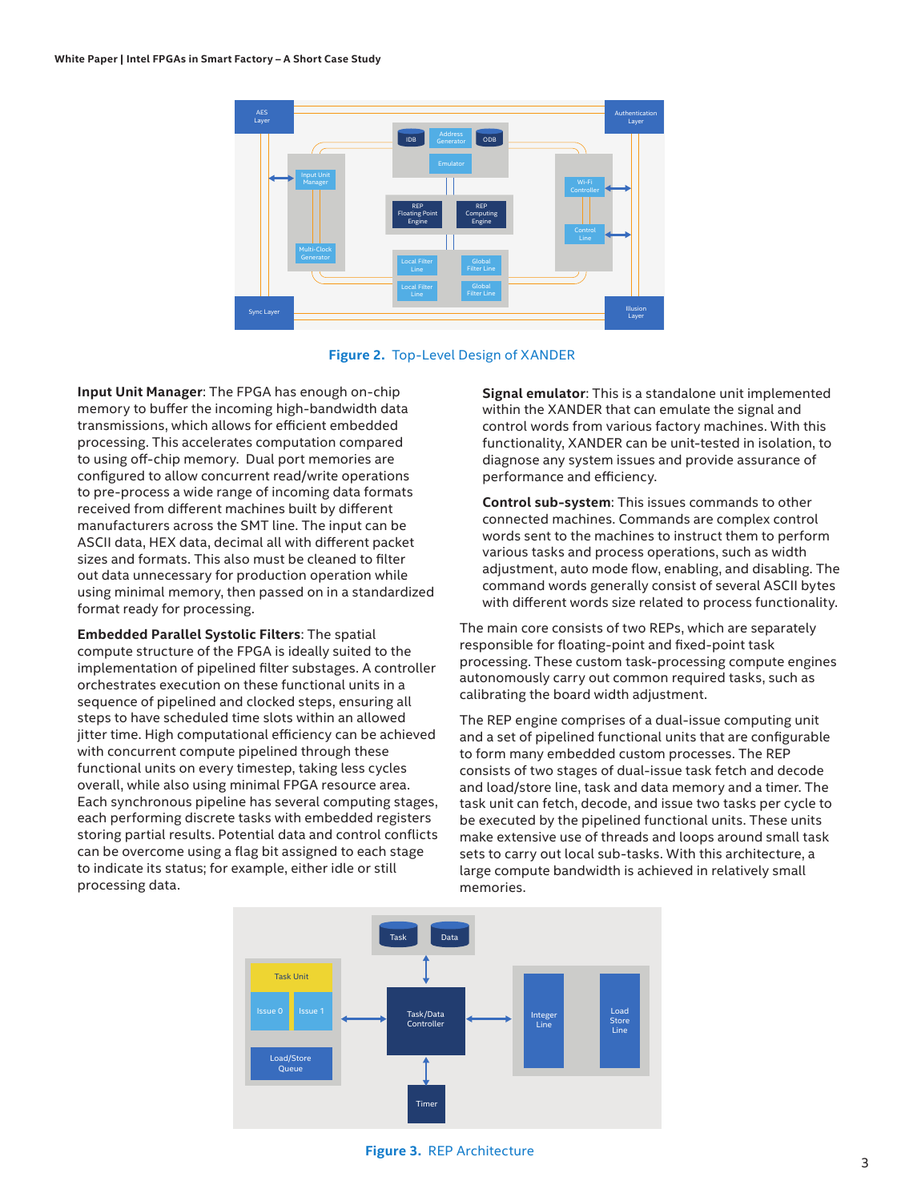**Figure 2.** Top-Level Design of XANDER

**Input Unit Manager**: The FPGA has enough on-chip memory to buffer the incoming high-bandwidth data transmissions, which allows for efficient embedded processing. This accelerates computation compared to using off-chip memory. Dual port memories are configured to allow concurrent read/write operations to pre-process a wide range of incoming data formats received from different machines built by different manufacturers across the SMT line. The input can be ASCII data, HEX data, decimal all with different packet sizes and formats. This also must be cleaned to filter out data unnecessary for production operation while using minimal memory, then passed on in a standardized format ready for processing.

**Embedded Parallel Systolic Filters**: The spatial compute structure of the FPGA is ideally suited to the implementation of pipelined filter substages. A controller orchestrates execution on these functional units in a sequence of pipelined and clocked steps, ensuring all steps to have scheduled time slots within an allowed jitter time. High computational efficiency can be achieved with concurrent compute pipelined through these functional units on every timestep, taking less cycles overall, while also using minimal FPGA resource area. Each synchronous pipeline has several computing stages, each performing discrete tasks with embedded registers storing partial results. Potential data and control conflicts can be overcome using a flag bit assigned to each stage to indicate its status; for example, either idle or still processing data.

**Signal emulator**: This is a standalone unit implemented within the XANDER that can emulate the signal and control words from various factory machines. With this functionality, XANDER can be unit-tested in isolation, to diagnose any system issues and provide assurance of performance and efficiency.

**Control sub-system**: This issues commands to other connected machines. Commands are complex control words sent to the machines to instruct them to perform various tasks and process operations, such as width adjustment, auto mode flow, enabling, and disabling. The command words generally consist of several ASCII bytes with different words size related to process functionality.

The main core consists of two REPs, which are separately responsible for floating-point and fixed-point task processing. These custom task-processing compute engines autonomously carry out common required tasks, such as calibrating the board width adjustment.

The REP engine comprises of a dual-issue computing unit and a set of pipelined functional units that are configurable to form many embedded custom processes. The REP consists of two stages of dual-issue task fetch and decode and load/store line, task and data memory and a timer. The task unit can fetch, decode, and issue two tasks per cycle to be executed by the pipelined functional units. These units make extensive use of threads and loops around small task sets to carry out local sub-tasks. With this architecture, a large compute bandwidth is achieved in relatively small memories.

**Figure 3.** REP Architecture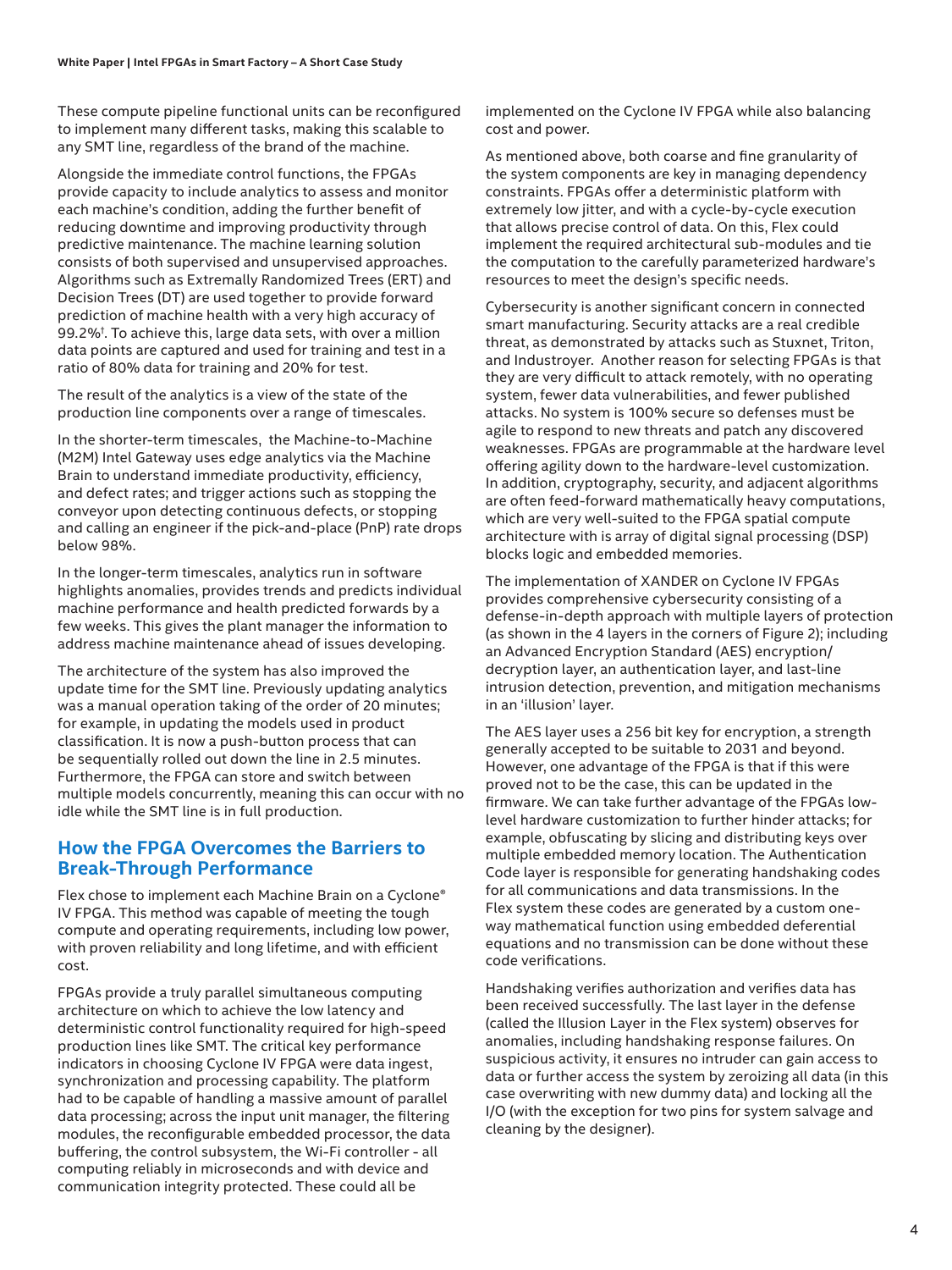These compute pipeline functional units can be reconfigured to implement many different tasks, making this scalable to any SMT line, regardless of the brand of the machine.

Alongside the immediate control functions, the FPGAs provide capacity to include analytics to assess and monitor each machine's condition, adding the further benefit of reducing downtime and improving productivity through predictive maintenance. The machine learning solution consists of both supervised and unsupervised approaches. Algorithms such as Extremally Randomized Trees (ERT) and Decision Trees (DT) are used together to provide forward prediction of machine health with a very high accuracy of 99.2%[†]. To achieve this, large data sets, with over a million data points are captured and used for training and test in a ratio of 80% data for training and 20% for test.

The result of the analytics is a view of the state of the production line components over a range of timescales.

In the shorter-term timescales, the Machine-to-Machine (M2M) Intel Gateway uses edge analytics via the Machine Brain to understand immediate productivity, efficiency, and defect rates; and trigger actions such as stopping the conveyor upon detecting continuous defects, or stopping and calling an engineer if the pick-and-place (PnP) rate drops below 98%.

In the longer-term timescales, analytics run in software highlights anomalies, provides trends and predicts individual machine performance and health predicted forwards by a few weeks. This gives the plant manager the information to address machine maintenance ahead of issues developing.

The architecture of the system has also improved the update time for the SMT line. Previously updating analytics was a manual operation taking of the order of 20 minutes; for example, in updating the models used in product classification. It is now a push-button process that can be sequentially rolled out down the line in 2.5 minutes. Furthermore, the FPGA can store and switch between multiple models concurrently, meaning this can occur with no idle while the SMT line is in full production.

## How the FPGA Overcomes the Barriers to Break-Through Performance

Flex chose to implement each Machine Brain on a Cyclone® IV FPGA. This method was capable of meeting the tough compute and operating requirements, including low power, with proven reliability and long lifetime, and with efficient cost.

FPGAs provide a truly parallel simultaneous computing architecture on which to achieve the low latency and deterministic control functionality required for high-speed production lines like SMT. The critical key performance indicators in choosing Cyclone IV FPGA were data ingest, synchronization and processing capability. The platform had to be capable of handling a massive amount of parallel data processing; across the input unit manager, the filtering modules, the reconfigurable embedded processor, the data buffering, the control subsystem, the Wi-Fi controller - all computing reliably in microseconds and with device and communication integrity protected. These could all be implemented on the Cyclone IV FPGA while also balancing cost and power.

As mentioned above, both coarse and fine granularity of the system components are key in managing dependency constraints. FPGAs offer a deterministic platform with extremely low jitter, and with a cycle-by-cycle execution that allows precise control of data. On this, Flex could implement the required architectural sub-modules and tie the computation to the carefully parameterized hardware's resources to meet the design's specific needs.

Cybersecurity is another significant concern in connected smart manufacturing. Security attacks are a real credible threat, as demonstrated by attacks such as Stuxnet, Triton, and Industroyer. Another reason for selecting FPGAs is that they are very difficult to attack remotely, with no operating system, fewer data vulnerabilities, and fewer published attacks. No system is 100% secure so defenses must be agile to respond to new threats and patch any discovered weaknesses. FPGAs are programmable at the hardware level offering agility down to the hardware-level customization. In addition, cryptography, security, and adjacent algorithms are often feed-forward mathematically heavy computations, which are very well-suited to the FPGA spatial compute architecture with is array of digital signal processing (DSP) blocks logic and embedded memories.

The implementation of XANDER on Cyclone IV FPGAs provides comprehensive cybersecurity consisting of a defense-in-depth approach with multiple layers of protection (as shown in the 4 layers in the corners of Figure 2); including an Advanced Encryption Standard (AES) encryption/decryption layer, an authentication layer, and last-line intrusion detection, prevention, and mitigation mechanisms in an 'illusion' layer.

The AES layer uses a 256 bit key for encryption, a strength generally accepted to be suitable to 2031 and beyond. However, one advantage of the FPGA is that if this were proved not to be the case, this can be updated in the firmware. We can take further advantage of the FPGAs low-level hardware customization to further hinder attacks; for example, obfuscating by slicing and distributing keys over multiple embedded memory location. The Authentication Code layer is responsible for generating handshaking codes for all communications and data transmissions. In the Flex system these codes are generated by a custom one-way mathematical function using embedded deferential equations and no transmission can be done without these code verifications.

Handshaking verifies authorization and verifies data has been received successfully. The last layer in the defense (called the Illusion Layer in the Flex system) observes for anomalies, including handshaking response failures. On suspicious activity, it ensures no intruder can gain access to data or further access the system by zeroizing all data (in this case overwriting with new dummy data) and locking all the I/O (with the exception for two pins for system salvage and cleaning by the designer).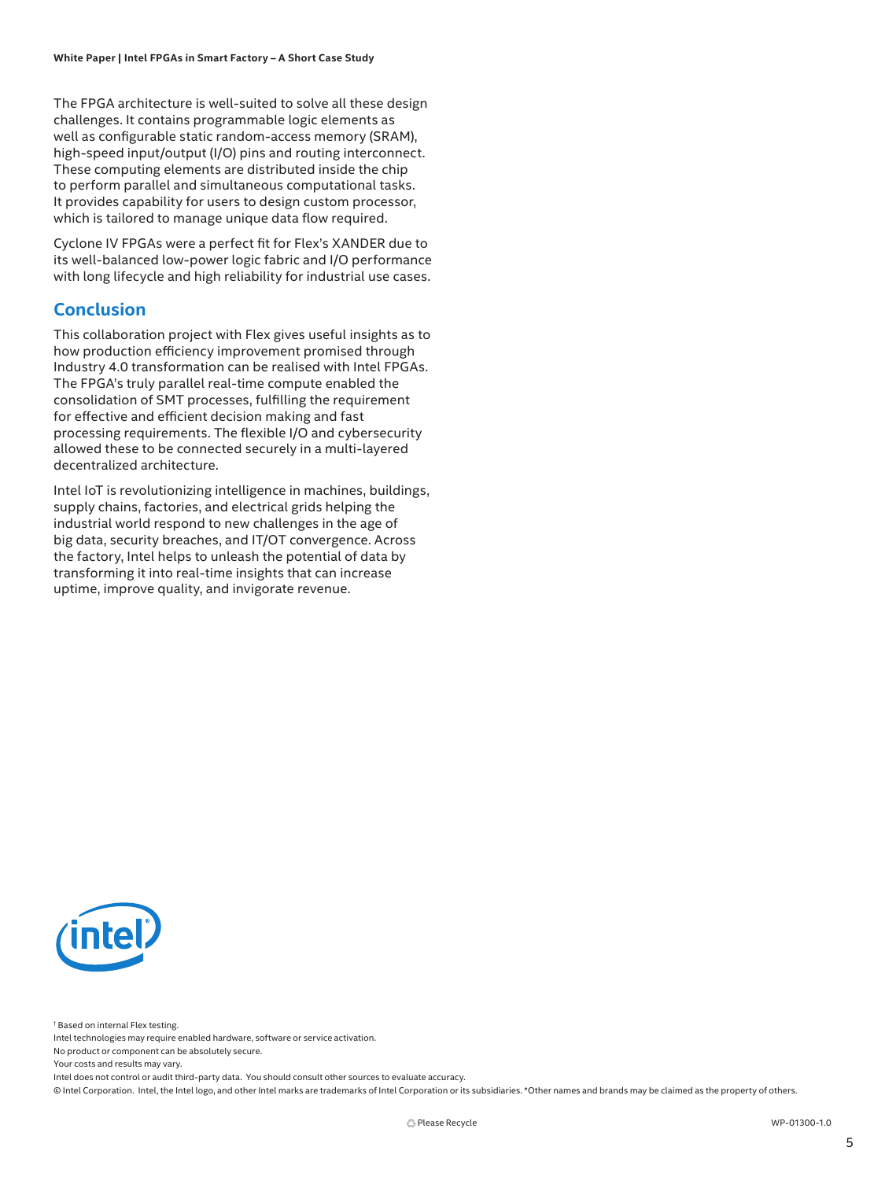The FPGA architecture is well-suited to solve all these design challenges. It contains programmable logic elements as well as configurable static random-access memory (SRAM), high-speed input/output (I/O) pins and routing interconnect. These computing elements are distributed inside the chip to perform parallel and simultaneous computational tasks. It provides capability for users to design custom processor, which is tailored to manage unique data flow required.

Cyclone IV FPGAs were a perfect fit for Flex's XANDER due to its well-balanced low-power logic fabric and I/O performance with long lifecycle and high reliability for industrial use cases.

## Conclusion

This collaboration project with Flex gives useful insights as to how production efficiency improvement promised through Industry 4.0 transformation can be realised with Intel FPGAs. The FPGA's truly parallel real-time compute enabled the consolidation of SMT processes, fulfilling the requirement for effective and efficient decision making and fast processing requirements. The flexible I/O and cybersecurity allowed these to be connected securely in a multi-layered decentralized architecture.

Intel IoT is revolutionizing intelligence in machines, buildings, supply chains, factories, and electrical grids helping the industrial world respond to new challenges in the age of big data, security breaches, and IT/OT convergence. Across the factory, Intel helps to unleash the potential of data by transforming it into real-time insights that can increase uptime, improve quality, and invigorate revenue.

† Based on internal Flex testing.

Intel technologies may require enabled hardware, software or service activation.

No product or component can be absolutely secure.

Your costs and results may vary.

Intel does not control or audit third-party data. You should consult other sources to evaluate accuracy.

© Intel Corporation. Intel, the Intel logo, and other Intel marks are trademarks of Intel Corporation or its subsidiaries. *Other names and brands may be claimed as the property of others.

Please Recycle

WP-01300-1.0